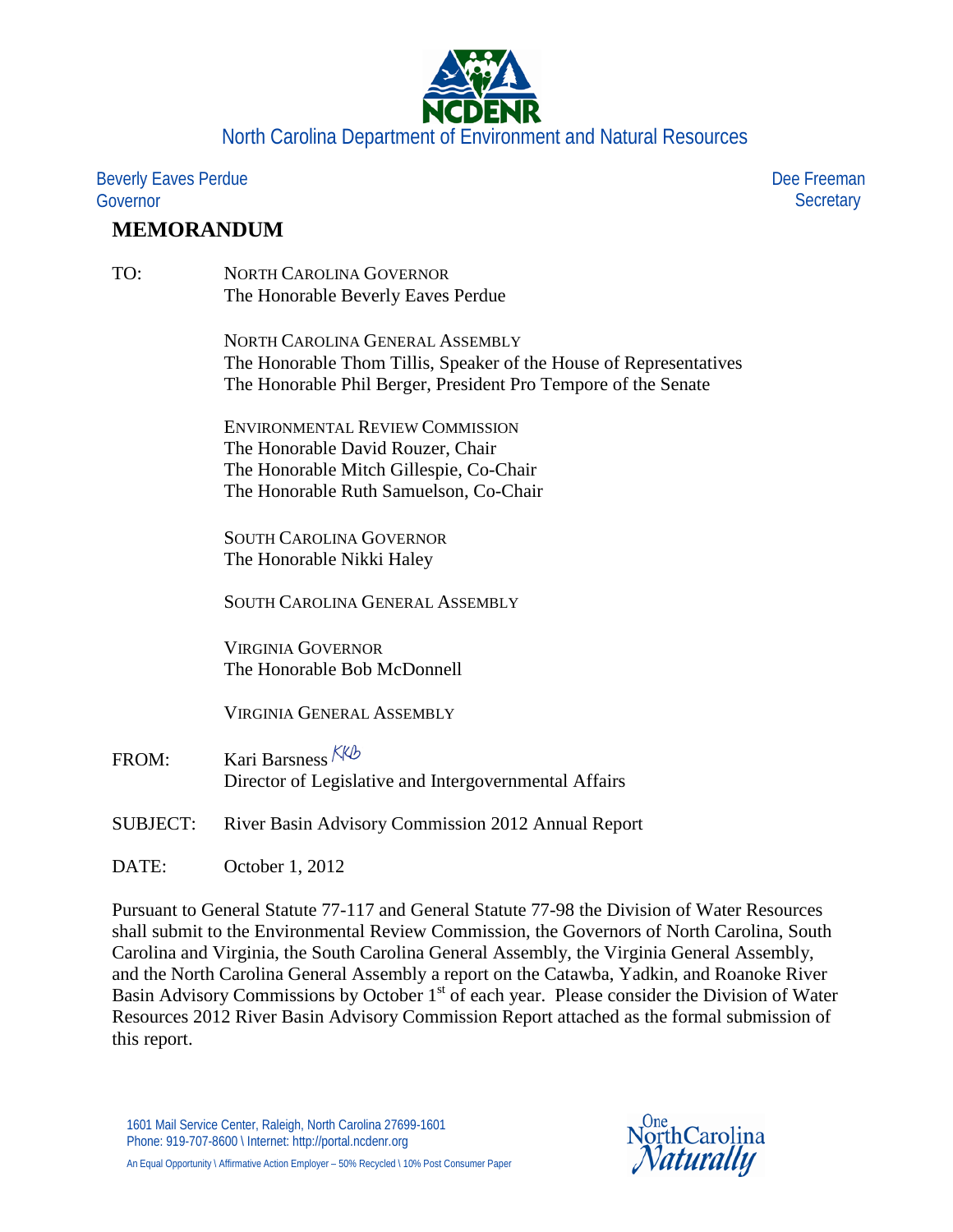NCDENR

North Carolina Department of Environment and Natural Resources

Beverly Eaves Perdue
Governor

Dee Freeman
Secretary

# MEMORANDUM

TO: NORTH CAROLINA GOVERNOR
The Honorable Beverly Eaves Perdue

NORTH CAROLINA GENERAL ASSEMBLY
The Honorable Thom Tillis, Speaker of the House of Representatives
The Honorable Phil Berger, President Pro Tempore of the Senate

ENVIRONMENTAL REVIEW COMMISSION
The Honorable David Rouzer, Chair
The Honorable Mitch Gillespie, Co-Chair
The Honorable Ruth Samuelson, Co-Chair

SOUTH CAROLINA GOVERNOR
The Honorable Nikki Haley

SOUTH CAROLINA GENERAL ASSEMBLY

VIRGINIA GOVERNOR
The Honorable Bob McDonnell

VIRGINIA GENERAL ASSEMBLY

FROM: Kari Barsness KKB
Director of Legislative and Intergovernmental Affairs

SUBJECT: River Basin Advisory Commission 2012 Annual Report

DATE: October 1, 2012

Pursuant to General Statute 77-117 and General Statute 77-98 the Division of Water Resources shall submit to the Environmental Review Commission, the Governors of North Carolina, South Carolina and Virginia, the South Carolina General Assembly, the Virginia General Assembly, and the North Carolina General Assembly a report on the Catawba, Yadkin, and Roanoke River Basin Advisory Commissions by October 1st of each year. Please consider the Division of Water Resources 2012 River Basin Advisory Commission Report attached as the formal submission of this report.

1601 Mail Service Center, Raleigh, North Carolina 27699-1601
Phone: 919-707-8600 \ Internet: http://portal.ncdenr.org

An Equal Opportunity \ Affirmative Action Employer – 50% Recycled \ 10% Post Consumer Paper

One NorthCarolina Naturally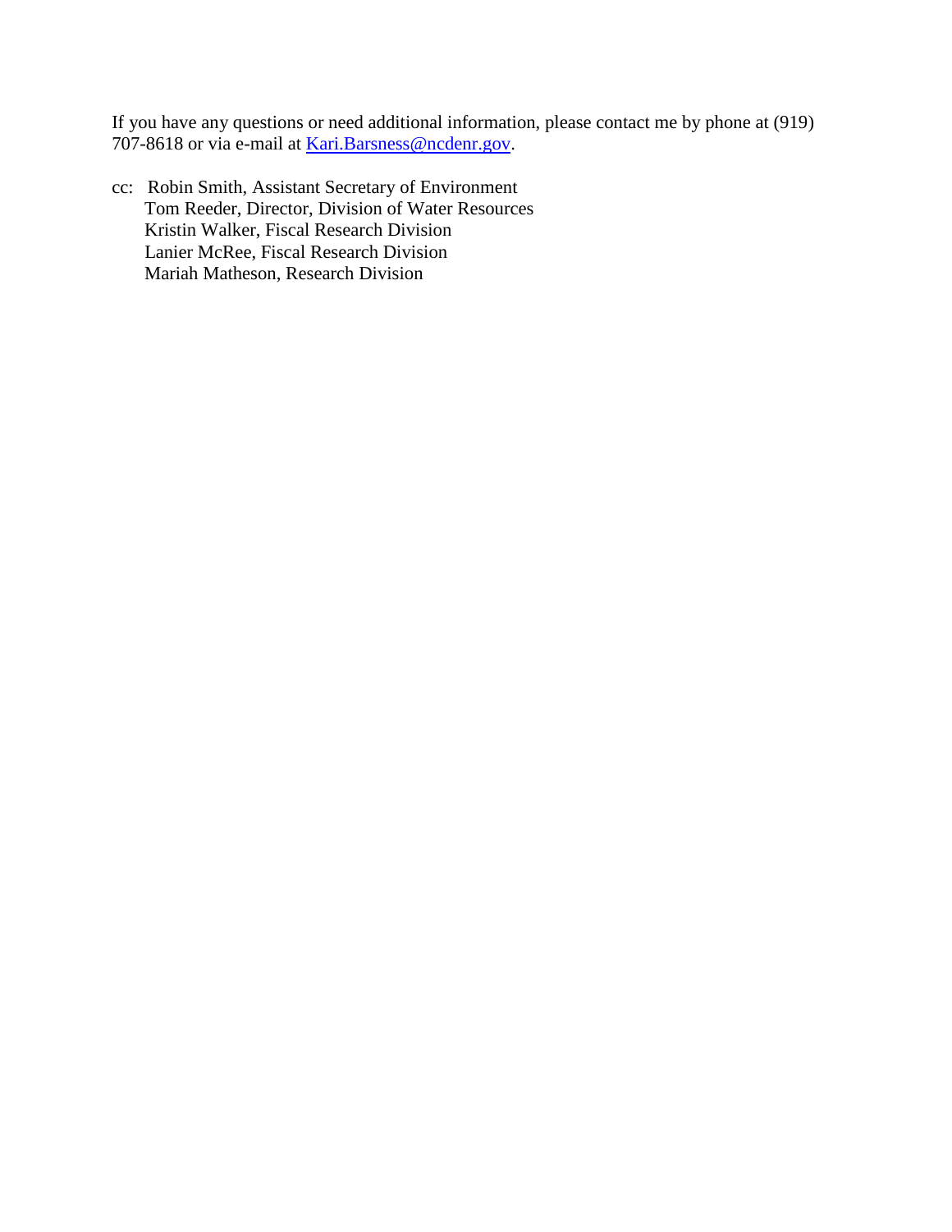If you have any questions or need additional information, please contact me by phone at (919) 707-8618 or via e-mail at Kari.Barsness@ncdenr.gov.

cc: Robin Smith, Assistant Secretary of Environment
Tom Reeder, Director, Division of Water Resources
Kristin Walker, Fiscal Research Division
Lanier McRee, Fiscal Research Division
Mariah Matheson, Research Division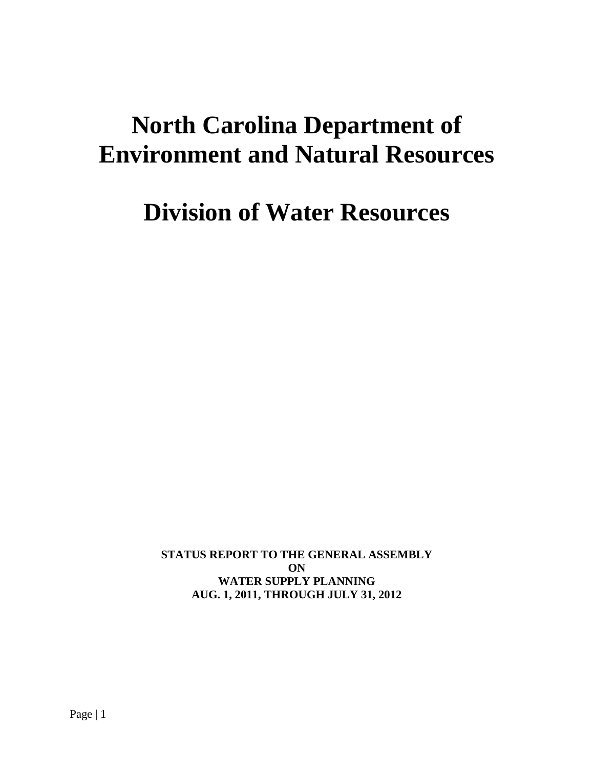# North Carolina Department of Environment and Natural Resources

# Division of Water Resources

**STATUS REPORT TO THE GENERAL ASSEMBLY**
**ON**
**WATER SUPPLY PLANNING**
**AUG. 1, 2011, THROUGH JULY 31, 2012**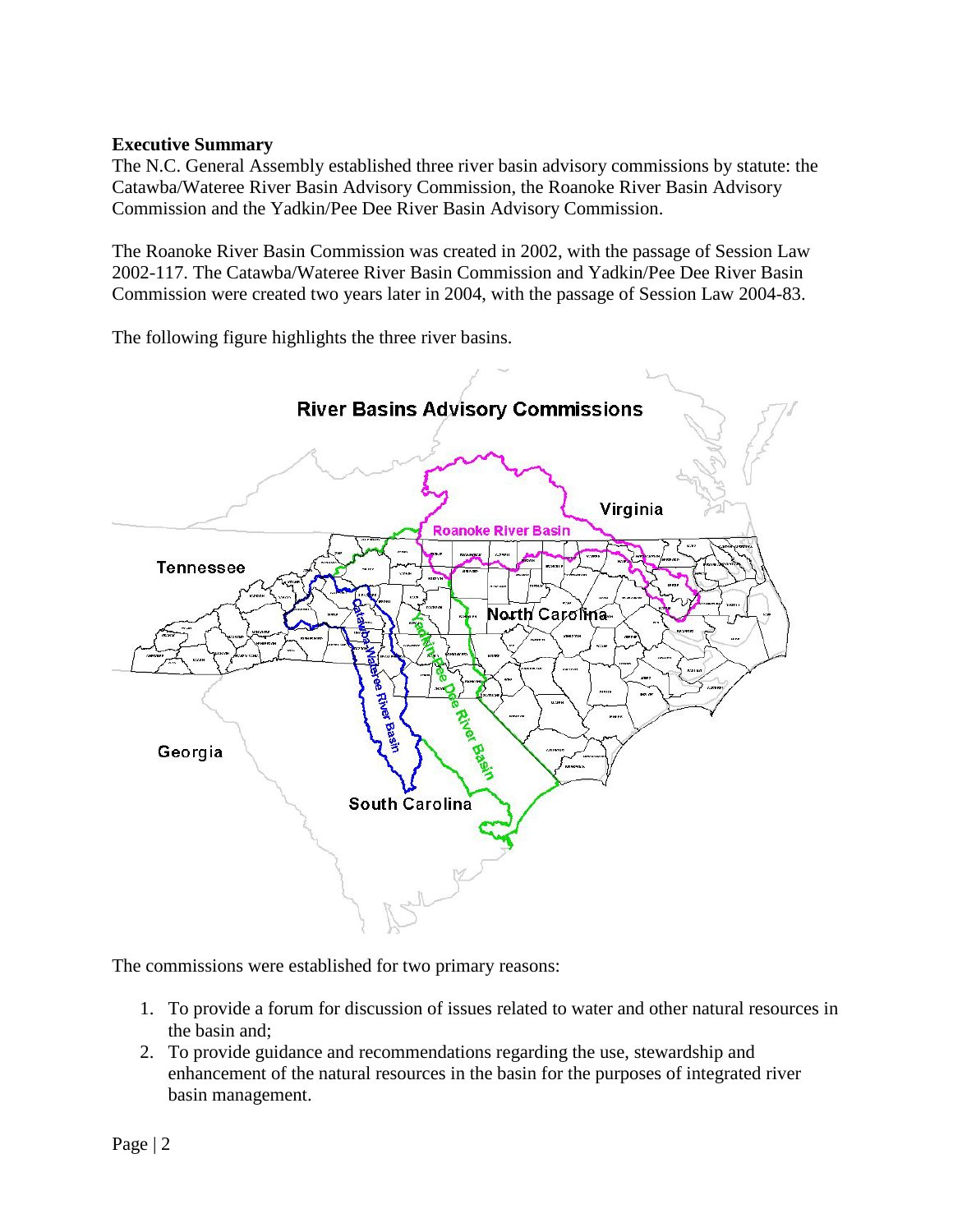**Executive Summary**

The N.C. General Assembly established three river basin advisory commissions by statute: the Catawba/Wateree River Basin Advisory Commission, the Roanoke River Basin Advisory Commission and the Yadkin/Pee Dee River Basin Advisory Commission.

The Roanoke River Basin Commission was created in 2002, with the passage of Session Law 2002-117. The Catawba/Wateree River Basin Commission and Yadkin/Pee Dee River Basin Commission were created two years later in 2004, with the passage of Session Law 2004-83.

The following figure highlights the three river basins.

The commissions were established for two primary reasons:

1. To provide a forum for discussion of issues related to water and other natural resources in the basin and;
2. To provide guidance and recommendations regarding the use, stewardship and enhancement of the natural resources in the basin for the purposes of integrated river basin management.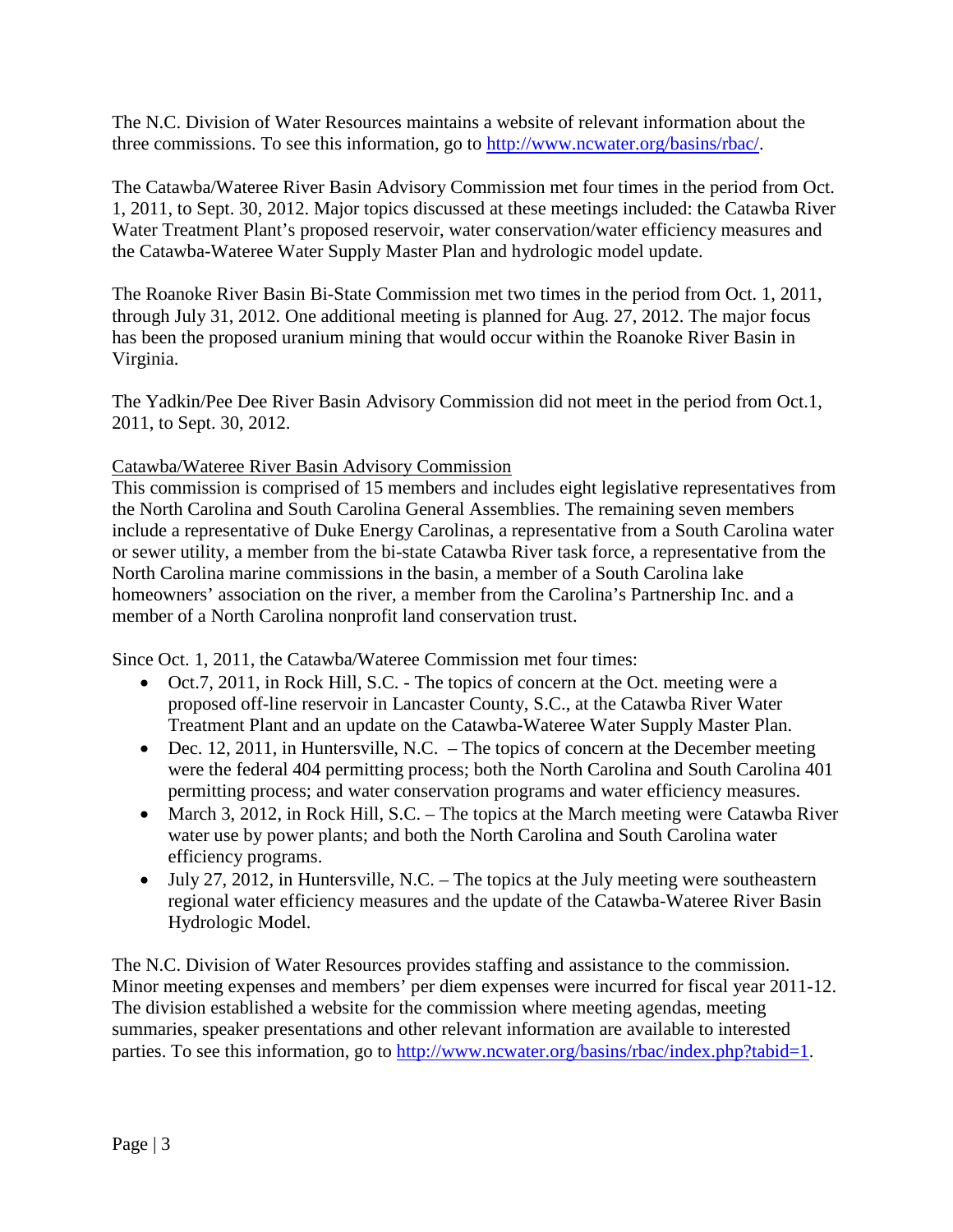The N.C. Division of Water Resources maintains a website of relevant information about the three commissions. To see this information, go to [http://www.ncwater.org/basins/rbac/](http://www.ncwater.org/basins/rbac/).

The Catawba/Wateree River Basin Advisory Commission met four times in the period from Oct. 1, 2011, to Sept. 30, 2012. Major topics discussed at these meetings included: the Catawba River Water Treatment Plant's proposed reservoir, water conservation/water efficiency measures and the Catawba-Wateree Water Supply Master Plan and hydrologic model update.

The Roanoke River Basin Bi-State Commission met two times in the period from Oct. 1, 2011, through July 31, 2012. One additional meeting is planned for Aug. 27, 2012. The major focus has been the proposed uranium mining that would occur within the Roanoke River Basin in Virginia.

The Yadkin/Pee Dee River Basin Advisory Commission did not meet in the period from Oct.1, 2011, to Sept. 30, 2012.

Catawba/Wateree River Basin Advisory Commission

This commission is comprised of 15 members and includes eight legislative representatives from the North Carolina and South Carolina General Assemblies. The remaining seven members include a representative of Duke Energy Carolinas, a representative from a South Carolina water or sewer utility, a member from the bi-state Catawba River task force, a representative from the North Carolina marine commissions in the basin, a member of a South Carolina lake homeowners' association on the river, a member from the Carolina's Partnership Inc. and a member of a North Carolina nonprofit land conservation trust.

Since Oct. 1, 2011, the Catawba/Wateree Commission met four times:

- Oct.7, 2011, in Rock Hill, S.C. - The topics of concern at the Oct. meeting were a proposed off-line reservoir in Lancaster County, S.C., at the Catawba River Water Treatment Plant and an update on the Catawba-Wateree Water Supply Master Plan.
- Dec. 12, 2011, in Huntersville, N.C. – The topics of concern at the December meeting were the federal 404 permitting process; both the North Carolina and South Carolina 401 permitting process; and water conservation programs and water efficiency measures.
- March 3, 2012, in Rock Hill, S.C. – The topics at the March meeting were Catawba River water use by power plants; and both the North Carolina and South Carolina water efficiency programs.
- July 27, 2012, in Huntersville, N.C. – The topics at the July meeting were southeastern regional water efficiency measures and the update of the Catawba-Wateree River Basin Hydrologic Model.

The N.C. Division of Water Resources provides staffing and assistance to the commission. Minor meeting expenses and members' per diem expenses were incurred for fiscal year 2011-12. The division established a website for the commission where meeting agendas, meeting summaries, speaker presentations and other relevant information are available to interested parties. To see this information, go to [http://www.ncwater.org/basins/rbac/index.php?tabid=1](http://www.ncwater.org/basins/rbac/index.php?tabid=1).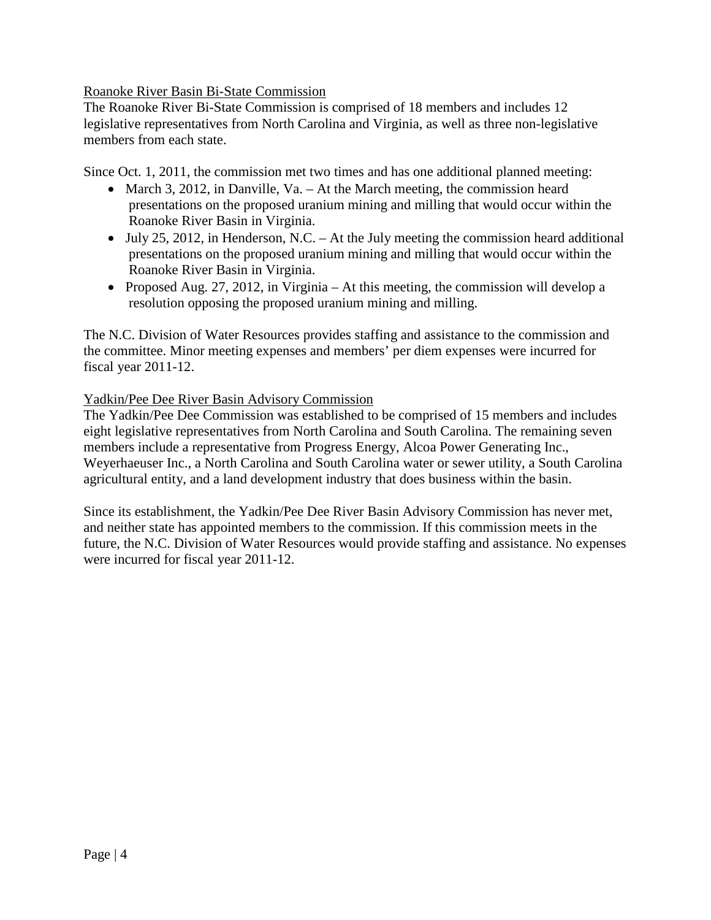Roanoke River Basin Bi-State Commission

The Roanoke River Bi-State Commission is comprised of 18 members and includes 12 legislative representatives from North Carolina and Virginia, as well as three non-legislative members from each state.

Since Oct. 1, 2011, the commission met two times and has one additional planned meeting:

- March 3, 2012, in Danville, Va. – At the March meeting, the commission heard presentations on the proposed uranium mining and milling that would occur within the Roanoke River Basin in Virginia.
- July 25, 2012, in Henderson, N.C. – At the July meeting the commission heard additional presentations on the proposed uranium mining and milling that would occur within the Roanoke River Basin in Virginia.
- Proposed Aug. 27, 2012, in Virginia – At this meeting, the commission will develop a resolution opposing the proposed uranium mining and milling.

The N.C. Division of Water Resources provides staffing and assistance to the commission and the committee. Minor meeting expenses and members' per diem expenses were incurred for fiscal year 2011-12.

Yadkin/Pee Dee River Basin Advisory Commission

The Yadkin/Pee Dee Commission was established to be comprised of 15 members and includes eight legislative representatives from North Carolina and South Carolina. The remaining seven members include a representative from Progress Energy, Alcoa Power Generating Inc., Weyerhaeuser Inc., a North Carolina and South Carolina water or sewer utility, a South Carolina agricultural entity, and a land development industry that does business within the basin.

Since its establishment, the Yadkin/Pee Dee River Basin Advisory Commission has never met, and neither state has appointed members to the commission. If this commission meets in the future, the N.C. Division of Water Resources would provide staffing and assistance. No expenses were incurred for fiscal year 2011-12.